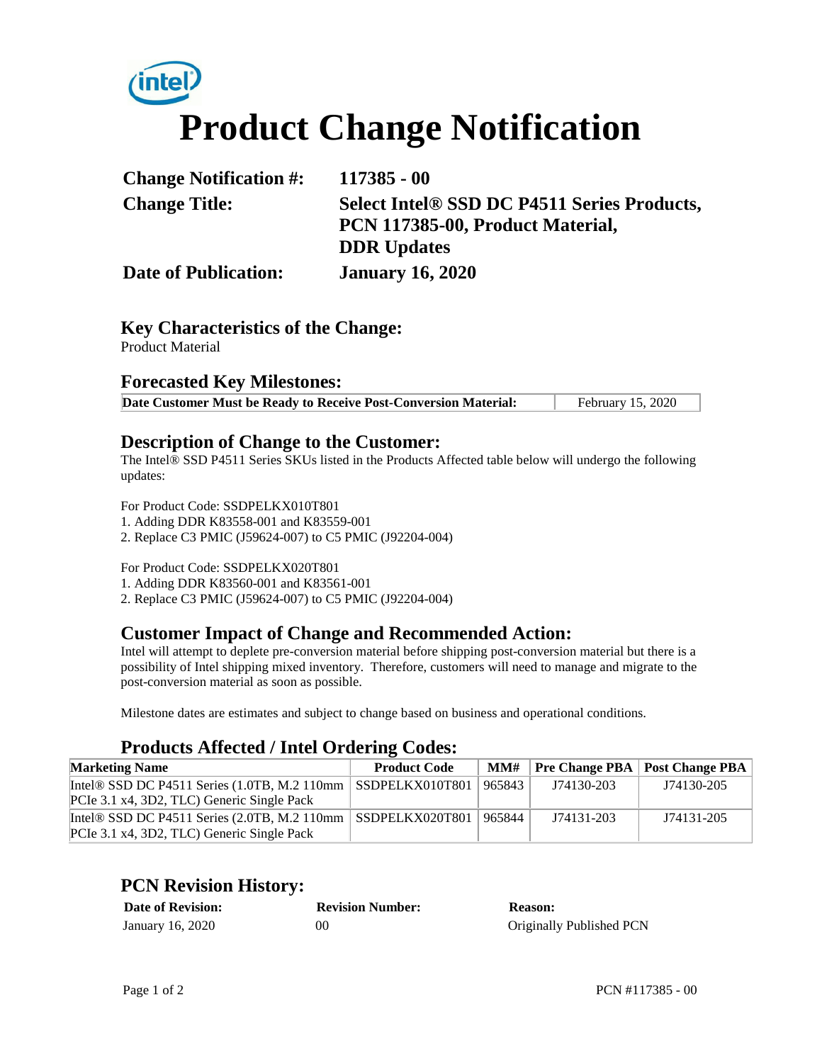# Product Change Notification

| | |
|---|---|
| **Change Notification #:** | **117385 - 00** |
| **Change Title:** | **Select Intel® SSD DC P4511 Series Products, PCN 117385-00, Product Material, DDR Updates** |
| **Date of Publication:** | **January 16, 2020** |

## Key Characteristics of the Change:

Product Material

## Forecasted Key Milestones:

| | |
|---|---|
| **Date Customer Must be Ready to Receive Post-Conversion Material:** | February 15, 2020 |

## Description of Change to the Customer:

The Intel® SSD P4511 Series SKUs listed in the Products Affected table below will undergo the following updates:

For Product Code: SSDPELKX010T801
1. Adding DDR K83558-001 and K83559-001
2. Replace C3 PMIC (J59624-007) to C5 PMIC (J92204-004)

For Product Code: SSDPELKX020T801
1. Adding DDR K83560-001 and K83561-001
2. Replace C3 PMIC (J59624-007) to C5 PMIC (J92204-004)

## Customer Impact of Change and Recommended Action:

Intel will attempt to deplete pre-conversion material before shipping post-conversion material but there is a possibility of Intel shipping mixed inventory. Therefore, customers will need to manage and migrate to the post-conversion material as soon as possible.

Milestone dates are estimates and subject to change based on business and operational conditions.

## Products Affected / Intel Ordering Codes:

| Marketing Name | Product Code | MM# | Pre Change PBA | Post Change PBA |
|---|---|---|---|---|
| Intel® SSD DC P4511 Series (1.0TB, M.2 110mm PCIe 3.1 x4, 3D2, TLC) Generic Single Pack | SSDPELKX010T801 | 965843 | J74130-203 | J74130-205 |
| Intel® SSD DC P4511 Series (2.0TB, M.2 110mm PCIe 3.1 x4, 3D2, TLC) Generic Single Pack | SSDPELKX020T801 | 965844 | J74131-203 | J74131-205 |

## PCN Revision History:

| Date of Revision: | Revision Number: | Reason: |
|---|---|---|
| January 16, 2020 | 00 | Originally Published PCN |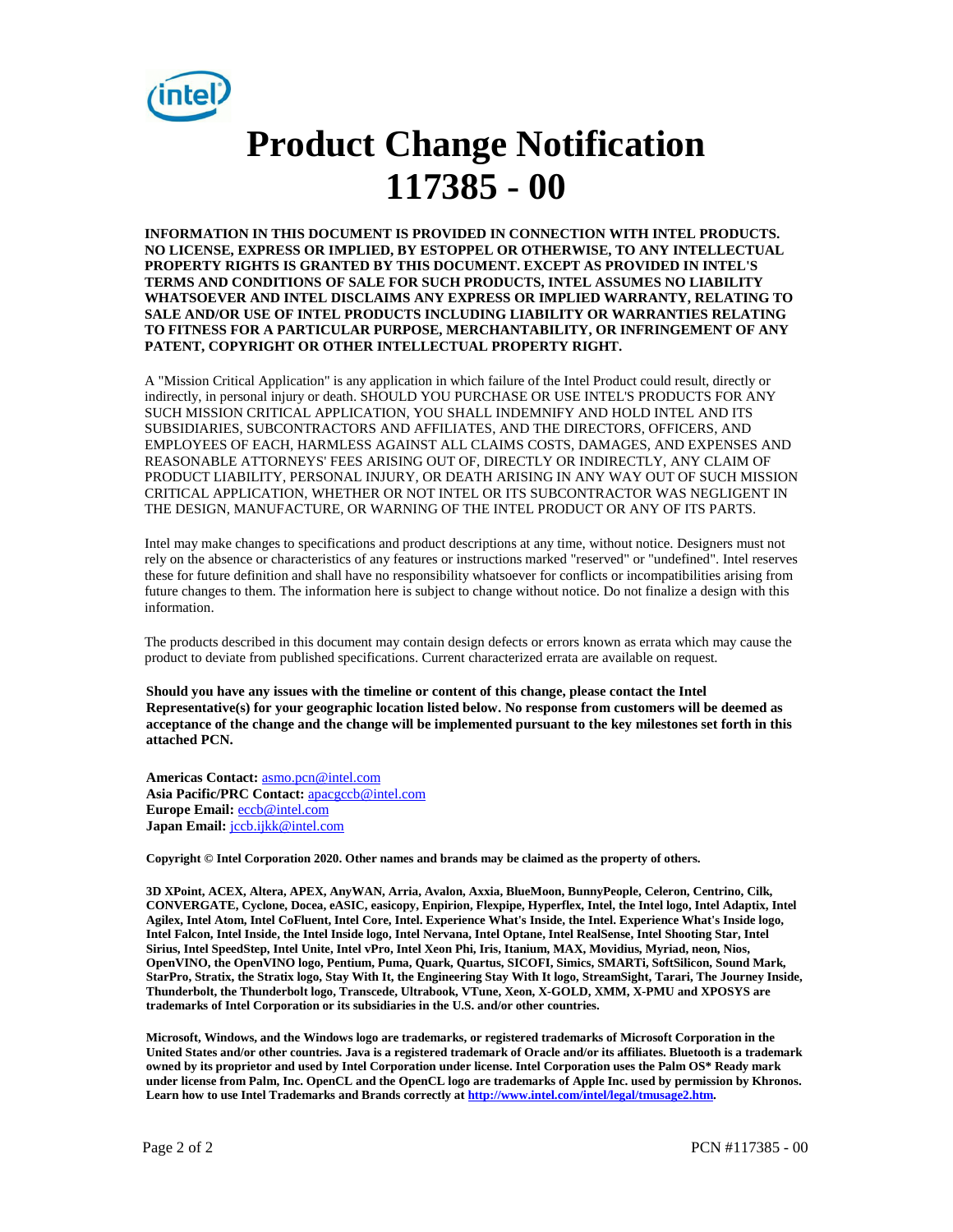# Product Change Notification 117385 - 00

**INFORMATION IN THIS DOCUMENT IS PROVIDED IN CONNECTION WITH INTEL PRODUCTS. NO LICENSE, EXPRESS OR IMPLIED, BY ESTOPPEL OR OTHERWISE, TO ANY INTELLECTUAL PROPERTY RIGHTS IS GRANTED BY THIS DOCUMENT. EXCEPT AS PROVIDED IN INTEL'S TERMS AND CONDITIONS OF SALE FOR SUCH PRODUCTS, INTEL ASSUMES NO LIABILITY WHATSOEVER AND INTEL DISCLAIMS ANY EXPRESS OR IMPLIED WARRANTY, RELATING TO SALE AND/OR USE OF INTEL PRODUCTS INCLUDING LIABILITY OR WARRANTIES RELATING TO FITNESS FOR A PARTICULAR PURPOSE, MERCHANTABILITY, OR INFRINGEMENT OF ANY PATENT, COPYRIGHT OR OTHER INTELLECTUAL PROPERTY RIGHT.**

A "Mission Critical Application" is any application in which failure of the Intel Product could result, directly or indirectly, in personal injury or death. SHOULD YOU PURCHASE OR USE INTEL'S PRODUCTS FOR ANY SUCH MISSION CRITICAL APPLICATION, YOU SHALL INDEMNIFY AND HOLD INTEL AND ITS SUBSIDIARIES, SUBCONTRACTORS AND AFFILIATES, AND THE DIRECTORS, OFFICERS, AND EMPLOYEES OF EACH, HARMLESS AGAINST ALL CLAIMS COSTS, DAMAGES, AND EXPENSES AND REASONABLE ATTORNEYS' FEES ARISING OUT OF, DIRECTLY OR INDIRECTLY, ANY CLAIM OF PRODUCT LIABILITY, PERSONAL INJURY, OR DEATH ARISING IN ANY WAY OUT OF SUCH MISSION CRITICAL APPLICATION, WHETHER OR NOT INTEL OR ITS SUBCONTRACTOR WAS NEGLIGENT IN THE DESIGN, MANUFACTURE, OR WARNING OF THE INTEL PRODUCT OR ANY OF ITS PARTS.

Intel may make changes to specifications and product descriptions at any time, without notice. Designers must not rely on the absence or characteristics of any features or instructions marked "reserved" or "undefined". Intel reserves these for future definition and shall have no responsibility whatsoever for conflicts or incompatibilities arising from future changes to them. The information here is subject to change without notice. Do not finalize a design with this information.

The products described in this document may contain design defects or errors known as errata which may cause the product to deviate from published specifications. Current characterized errata are available on request.

**Should you have any issues with the timeline or content of this change, please contact the Intel Representative(s) for your geographic location listed below. No response from customers will be deemed as acceptance of the change and the change will be implemented pursuant to the key milestones set forth in this attached PCN.**

**Americas Contact:** asmo.pcn@intel.com
**Asia Pacific/PRC Contact:** apacgccb@intel.com
**Europe Email:** eccb@intel.com
**Japan Email:** jccb.ijkk@intel.com

**Copyright © Intel Corporation 2020. Other names and brands may be claimed as the property of others.**

**3D XPoint, ACEX, Altera, APEX, AnyWAN, Arria, Avalon, Axxia, BlueMoon, BunnyPeople, Celeron, Centrino, Cilk, CONVERGATE, Cyclone, Docea, eASIC, easicopy, Enpirion, Flexpipe, Hyperflex, Intel, the Intel logo, Intel Adaptix, Intel Agilex, Intel Atom, Intel CoFluent, Intel Core, Intel. Experience What's Inside, the Intel. Experience What's Inside logo, Intel Falcon, Intel Inside, the Intel Inside logo, Intel Nervana, Intel Optane, Intel RealSense, Intel Shooting Star, Intel Sirius, Intel SpeedStep, Intel Unite, Intel vPro, Intel Xeon Phi, Iris, Itanium, MAX, Movidius, Myriad, neon, Nios, OpenVINO, the OpenVINO logo, Pentium, Puma, Quark, Quartus, SICOFI, Simics, SMARTi, SoftSilicon, Sound Mark, StarPro, Stratix, the Stratix logo, Stay With It, the Engineering Stay With It logo, StreamSight, Tarari, The Journey Inside, Thunderbolt, the Thunderbolt logo, Transcede, Ultrabook, VTune, Xeon, X-GOLD, XMM, X-PMU and XPOSYS are trademarks of Intel Corporation or its subsidiaries in the U.S. and/or other countries.**

**Microsoft, Windows, and the Windows logo are trademarks, or registered trademarks of Microsoft Corporation in the United States and/or other countries. Java is a registered trademark of Oracle and/or its affiliates. Bluetooth is a trademark owned by its proprietor and used by Intel Corporation under license. Intel Corporation uses the Palm OS* Ready mark under license from Palm, Inc. OpenCL and the OpenCL logo are trademarks of Apple Inc. used by permission by Khronos. Learn how to use Intel Trademarks and Brands correctly at http://www.intel.com/intel/legal/tmusage2.htm.**